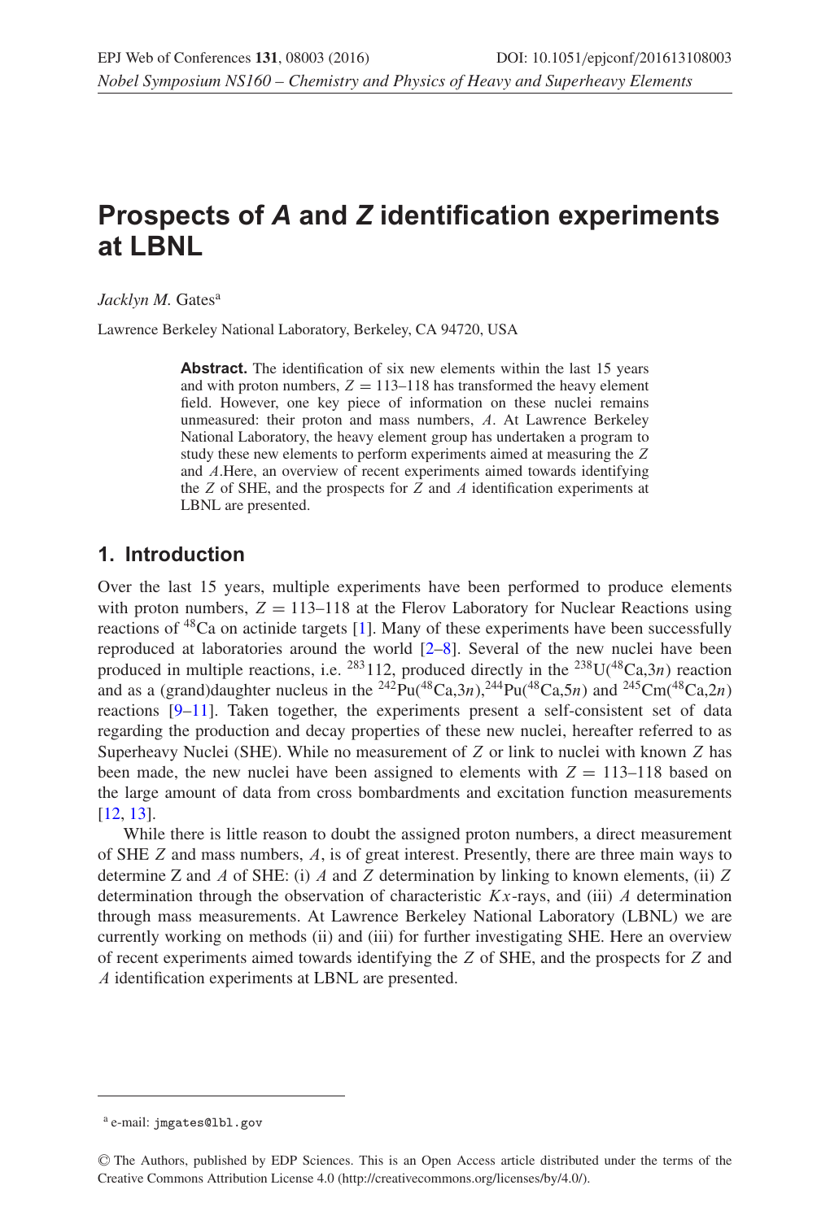# Prospects of *A* and *Z* identification experiments at LBNL

*Jacklyn M.* Gates[a]

Lawrence Berkeley National Laboratory, Berkeley, CA 94720, USA

**Abstract.** The identification of six new elements within the last 15 years and with proton numbers, $Z = 113$–$118$ has transformed the heavy element field. However, one key piece of information on these nuclei remains unmeasured: their proton and mass numbers, $A$. At Lawrence Berkeley National Laboratory, the heavy element group has undertaken a program to study these new elements to perform experiments aimed at measuring the $Z$ and $A$.Here, an overview of recent experiments aimed towards identifying the $Z$ of SHE, and the prospects for $Z$ and $A$ identification experiments at LBNL are presented.

## 1. Introduction

Over the last 15 years, multiple experiments have been performed to produce elements with proton numbers, $Z = 113$–$118$ at the Flerov Laboratory for Nuclear Reactions using reactions of $^{48}$Ca on actinide targets [1]. Many of these experiments have been successfully reproduced at laboratories around the world [2–8]. Several of the new nuclei have been produced in multiple reactions, i.e. $^{283}$112, produced directly in the $^{238}$U($^{48}$Ca,3$n$) reaction and as a (grand)daughter nucleus in the $^{242}$Pu($^{48}$Ca,3$n$),$^{244}$Pu($^{48}$Ca,5$n$) and $^{245}$Cm($^{48}$Ca,2$n$) reactions [9–11]. Taken together, the experiments present a self-consistent set of data regarding the production and decay properties of these new nuclei, hereafter referred to as Superheavy Nuclei (SHE). While no measurement of $Z$ or link to nuclei with known $Z$ has been made, the new nuclei have been assigned to elements with $Z = 113$–$118$ based on the large amount of data from cross bombardments and excitation function measurements [12, 13].

While there is little reason to doubt the assigned proton numbers, a direct measurement of SHE $Z$ and mass numbers, $A$, is of great interest. Presently, there are three main ways to determine Z and $A$ of SHE: (i) $A$ and $Z$ determination by linking to known elements, (ii) $Z$ determination through the observation of characteristic $Kx$-rays, and (iii) $A$ determination through mass measurements. At Lawrence Berkeley National Laboratory (LBNL) we are currently working on methods (ii) and (iii) for further investigating SHE. Here an overview of recent experiments aimed towards identifying the $Z$ of SHE, and the prospects for $Z$ and $A$ identification experiments at LBNL are presented.

[a] e-mail: jmgates@lbl.gov

© The Authors, published by EDP Sciences. This is an Open Access article distributed under the terms of the Creative Commons Attribution License 4.0 (http://creativecommons.org/licenses/by/4.0/).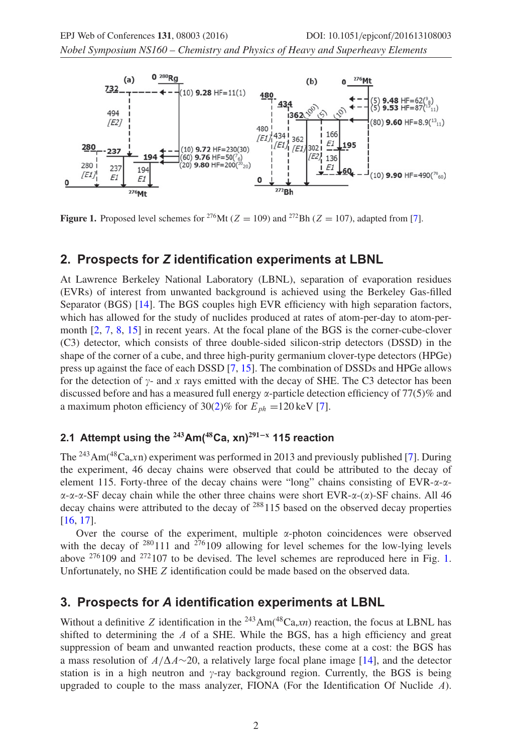**Figure 1.** Proposed level schemes for $^{276}$Mt ($Z = 109$) and $^{272}$Bh ($Z = 107$), adapted from [7].

## 2. Prospects for *Z* identification experiments at LBNL

At Lawrence Berkeley National Laboratory (LBNL), separation of evaporation residues (EVRs) of interest from unwanted background is achieved using the Berkeley Gas-filled Separator (BGS) [14]. The BGS couples high EVR efficiency with high separation factors, which has allowed for the study of nuclides produced at rates of atom-per-day to atom-per-month [2, 7, 8, 15] in recent years. At the focal plane of the BGS is the corner-cube-clover (C3) detector, which consists of three double-sided silicon-strip detectors (DSSD) in the shape of the corner of a cube, and three high-purity germanium clover-type detectors (HPGe) press up against the face of each DSSD [7, 15]. The combination of DSSDs and HPGe allows for the detection of $\gamma$- and $x$ rays emitted with the decay of SHE. The C3 detector has been discussed before and has a measured full energy $\alpha$-particle detection efficiency of 77(5)% and a maximum photon efficiency of 30(2)% for $E_{ph} = 120$ keV [7].

### 2.1 Attempt using the $^{243}$Am($^{48}$Ca, xn)$^{291-x}$ 115 reaction

The $^{243}$Am($^{48}$Ca,$x$n) experiment was performed in 2013 and previously published [7]. During the experiment, 46 decay chains were observed that could be attributed to the decay of element 115. Forty-three of the decay chains were "long" chains consisting of EVR-$\alpha$-$\alpha$-$\alpha$-$\alpha$-$\alpha$-SF decay chain while the other three chains were short EVR-$\alpha$-($\alpha$)-SF chains. All 46 decay chains were attributed to the decay of $^{288}$115 based on the observed decay properties [16, 17].

Over the course of the experiment, multiple $\alpha$-photon coincidences were observed with the decay of $^{280}$111 and $^{276}$109 allowing for level schemes for the low-lying levels above $^{276}$109 and $^{272}$107 to be devised. The level schemes are reproduced here in Fig. 1. Unfortunately, no SHE $Z$ identification could be made based on the observed data.

## 3. Prospects for *A* identification experiments at LBNL

Without a definitive $Z$ identification in the $^{243}$Am($^{48}$Ca,$xn$) reaction, the focus at LBNL has shifted to determining the $A$ of a SHE. While the BGS, has a high efficiency and great suppression of beam and unwanted reaction products, these come at a cost: the BGS has a mass resolution of $A/\Delta A \sim 20$, a relatively large focal plane image [14], and the detector station is in a high neutron and $\gamma$-ray background region. Currently, the BGS is being upgraded to couple to the mass analyzer, FIONA (For the Identification Of Nuclide $A$).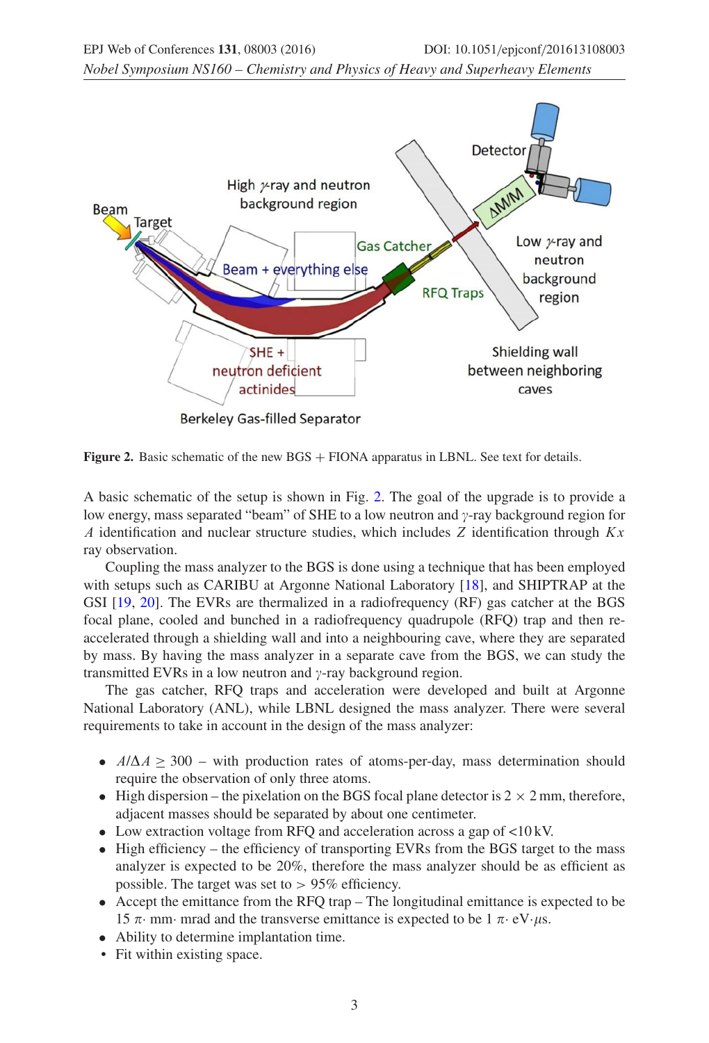**Figure 2.** Basic schematic of the new BGS + FIONA apparatus in LBNL. See text for details.

A basic schematic of the setup is shown in Fig. 2. The goal of the upgrade is to provide a low energy, mass separated "beam" of SHE to a low neutron and $\gamma$-ray background region for $A$ identification and nuclear structure studies, which includes $Z$ identification through $Kx$ ray observation.

Coupling the mass analyzer to the BGS is done using a technique that has been employed with setups such as CARIBU at Argonne National Laboratory [18], and SHIPTRAP at the GSI [19, 20]. The EVRs are thermalized in a radiofrequency (RF) gas catcher at the BGS focal plane, cooled and bunched in a radiofrequency quadrupole (RFQ) trap and then re-accelerated through a shielding wall and into a neighbouring cave, where they are separated by mass. By having the mass analyzer in a separate cave from the BGS, we can study the transmitted EVRs in a low neutron and $\gamma$-ray background region.

The gas catcher, RFQ traps and acceleration were developed and built at Argonne National Laboratory (ANL), while LBNL designed the mass analyzer. There were several requirements to take in account in the design of the mass analyzer:

- $A/\Delta A \geq 300$ – with production rates of atoms-per-day, mass determination should require the observation of only three atoms.
- High dispersion – the pixelation on the BGS focal plane detector is $2 \times 2$ mm, therefore, adjacent masses should be separated by about one centimeter.
- Low extraction voltage from RFQ and acceleration across a gap of <10 kV.
- High efficiency – the efficiency of transporting EVRs from the BGS target to the mass analyzer is expected to be 20%, therefore the mass analyzer should be as efficient as possible. The target was set to > 95% efficiency.
- Accept the emittance from the RFQ trap – The longitudinal emittance is expected to be 15 $\pi\cdot$ mm$\cdot$ mrad and the transverse emittance is expected to be 1 $\pi\cdot$ eV$\cdot\mu$s.
- Ability to determine implantation time.
- Fit within existing space.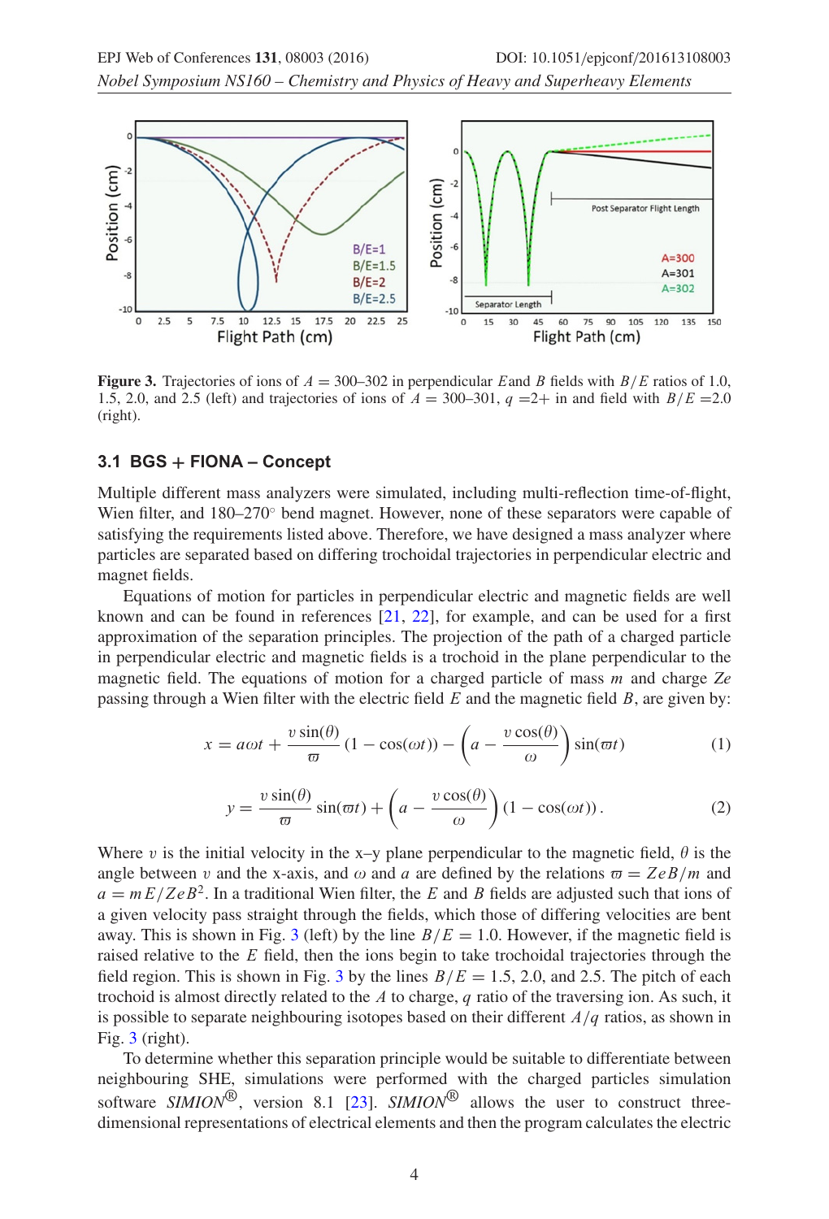**Figure 3.** Trajectories of ions of $A = 300$–$302$ in perpendicular $E$and $B$ fields with $B/E$ ratios of 1.0, 1.5, 2.0, and 2.5 (left) and trajectories of ions of $A = 300$–$301$, $q = 2+$ in and field with $B/E = 2.0$ (right).

### 3.1 BGS + FIONA – Concept

Multiple different mass analyzers were simulated, including multi-reflection time-of-flight, Wien filter, and 180–270° bend magnet. However, none of these separators were capable of satisfying the requirements listed above. Therefore, we have designed a mass analyzer where particles are separated based on differing trochoidal trajectories in perpendicular electric and magnet fields.

Equations of motion for particles in perpendicular electric and magnetic fields are well known and can be found in references [21, 22], for example, and can be used for a first approximation of the separation principles. The projection of the path of a charged particle in perpendicular electric and magnetic fields is a trochoid in the plane perpendicular to the magnetic field. The equations of motion for a charged particle of mass $m$ and charge $Ze$ passing through a Wien filter with the electric field $E$ and the magnetic field $B$, are given by:

$$x = a\omega t + \frac{v\sin(\theta)}{\varpi}(1 - \cos(\omega t)) - \left(a - \frac{v\cos(\theta)}{\omega}\right)\sin(\varpi t) \tag{1}$$

$$y = \frac{v\sin(\theta)}{\varpi}\sin(\varpi t) + \left(a - \frac{v\cos(\theta)}{\omega}\right)(1 - \cos(\omega t)). \tag{2}$$

Where $v$ is the initial velocity in the x–y plane perpendicular to the magnetic field, $\theta$ is the angle between $v$ and the x-axis, and $\omega$ and $a$ are defined by the relations $\varpi = ZeB/m$ and $a = mE/ZeB^2$. In a traditional Wien filter, the $E$ and $B$ fields are adjusted such that ions of a given velocity pass straight through the fields, which those of differing velocities are bent away. This is shown in Fig. 3 (left) by the line $B/E = 1.0$. However, if the magnetic field is raised relative to the $E$ field, then the ions begin to take trochoidal trajectories through the field region. This is shown in Fig. 3 by the lines $B/E = 1.5$, 2.0, and 2.5. The pitch of each trochoid is almost directly related to the $A$ to charge, $q$ ratio of the traversing ion. As such, it is possible to separate neighbouring isotopes based on their different $A/q$ ratios, as shown in Fig. 3 (right).

To determine whether this separation principle would be suitable to differentiate between neighbouring SHE, simulations were performed with the charged particles simulation software *SIMION*®, version 8.1 [23]. *SIMION*® allows the user to construct three-dimensional representations of electrical elements and then the program calculates the electric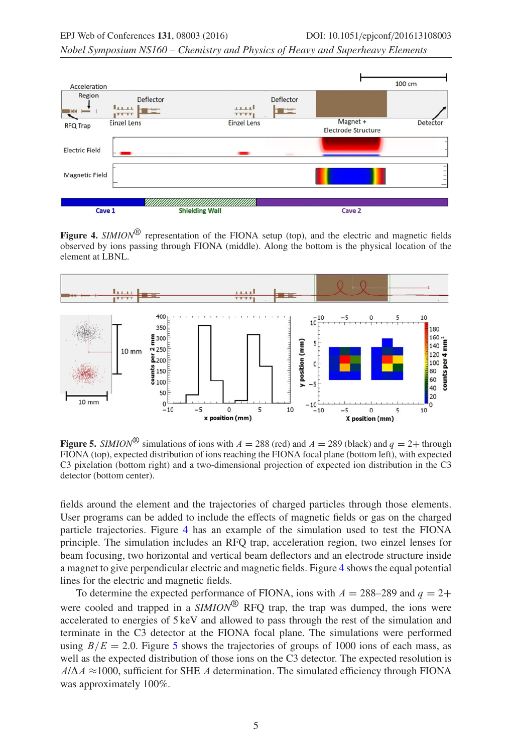**Figure 4.** *SIMION*® representation of the FIONA setup (top), and the electric and magnetic fields observed by ions passing through FIONA (middle). Along the bottom is the physical location of the element at LBNL.

**Figure 5.** *SIMION*® simulations of ions with $A = 288$ (red) and $A = 289$ (black) and $q = 2+$ through FIONA (top), expected distribution of ions reaching the FIONA focal plane (bottom left), with expected C3 pixelation (bottom right) and a two-dimensional projection of expected ion distribution in the C3 detector (bottom center).

fields around the element and the trajectories of charged particles through those elements. User programs can be added to include the effects of magnetic fields or gas on the charged particle trajectories. Figure 4 has an example of the simulation used to test the FIONA principle. The simulation includes an RFQ trap, acceleration region, two einzel lenses for beam focusing, two horizontal and vertical beam deflectors and an electrode structure inside a magnet to give perpendicular electric and magnetic fields. Figure 4 shows the equal potential lines for the electric and magnetic fields.

To determine the expected performance of FIONA, ions with $A = 288$–$289$ and $q = 2+$ were cooled and trapped in a *SIMION*® RFQ trap, the trap was dumped, the ions were accelerated to energies of 5 keV and allowed to pass through the rest of the simulation and terminate in the C3 detector at the FIONA focal plane. The simulations were performed using $B/E = 2.0$. Figure 5 shows the trajectories of groups of 1000 ions of each mass, as well as the expected distribution of those ions on the C3 detector. The expected resolution is $A/\Delta A \approx 1000$, sufficient for SHE $A$ determination. The simulated efficiency through FIONA was approximately 100%.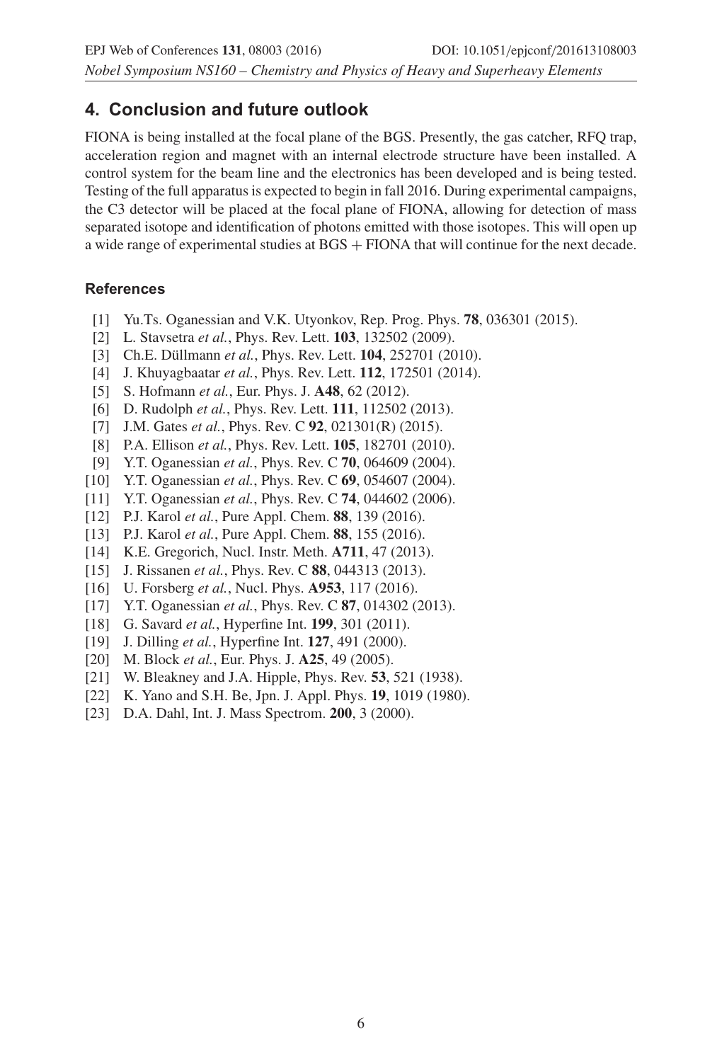## 4. Conclusion and future outlook

FIONA is being installed at the focal plane of the BGS. Presently, the gas catcher, RFQ trap, acceleration region and magnet with an internal electrode structure have been installed. A control system for the beam line and the electronics has been developed and is being tested. Testing of the full apparatus is expected to begin in fall 2016. During experimental campaigns, the C3 detector will be placed at the focal plane of FIONA, allowing for detection of mass separated isotope and identification of photons emitted with those isotopes. This will open up a wide range of experimental studies at BGS + FIONA that will continue for the next decade.

### References

[1] Yu.Ts. Oganessian and V.K. Utyonkov, Rep. Prog. Phys. **78**, 036301 (2015).

[2] L. Stavsetra *et al.*, Phys. Rev. Lett. **103**, 132502 (2009).

[3] Ch.E. Düllmann *et al.*, Phys. Rev. Lett. **104**, 252701 (2010).

[4] J. Khuyagbaatar *et al.*, Phys. Rev. Lett. **112**, 172501 (2014).

[5] S. Hofmann *et al.*, Eur. Phys. J. **A48**, 62 (2012).

[6] D. Rudolph *et al.*, Phys. Rev. Lett. **111**, 112502 (2013).

[7] J.M. Gates *et al.*, Phys. Rev. C **92**, 021301(R) (2015).

[8] P.A. Ellison *et al.*, Phys. Rev. Lett. **105**, 182701 (2010).

[9] Y.T. Oganessian *et al.*, Phys. Rev. C **70**, 064609 (2004).

[10] Y.T. Oganessian *et al.*, Phys. Rev. C **69**, 054607 (2004).

[11] Y.T. Oganessian *et al.*, Phys. Rev. C **74**, 044602 (2006).

[12] P.J. Karol *et al.*, Pure Appl. Chem. **88**, 139 (2016).

[13] P.J. Karol *et al.*, Pure Appl. Chem. **88**, 155 (2016).

[14] K.E. Gregorich, Nucl. Instr. Meth. **A711**, 47 (2013).

[15] J. Rissanen *et al.*, Phys. Rev. C **88**, 044313 (2013).

[16] U. Forsberg *et al.*, Nucl. Phys. **A953**, 117 (2016).

[17] Y.T. Oganessian *et al.*, Phys. Rev. C **87**, 014302 (2013).

[18] G. Savard *et al.*, Hyperfine Int. **199**, 301 (2011).

[19] J. Dilling *et al.*, Hyperfine Int. **127**, 491 (2000).

[20] M. Block *et al.*, Eur. Phys. J. **A25**, 49 (2005).

[21] W. Bleakney and J.A. Hipple, Phys. Rev. **53**, 521 (1938).

[22] K. Yano and S.H. Be, Jpn. J. Appl. Phys. **19**, 1019 (1980).

[23] D.A. Dahl, Int. J. Mass Spectrom. **200**, 3 (2000).